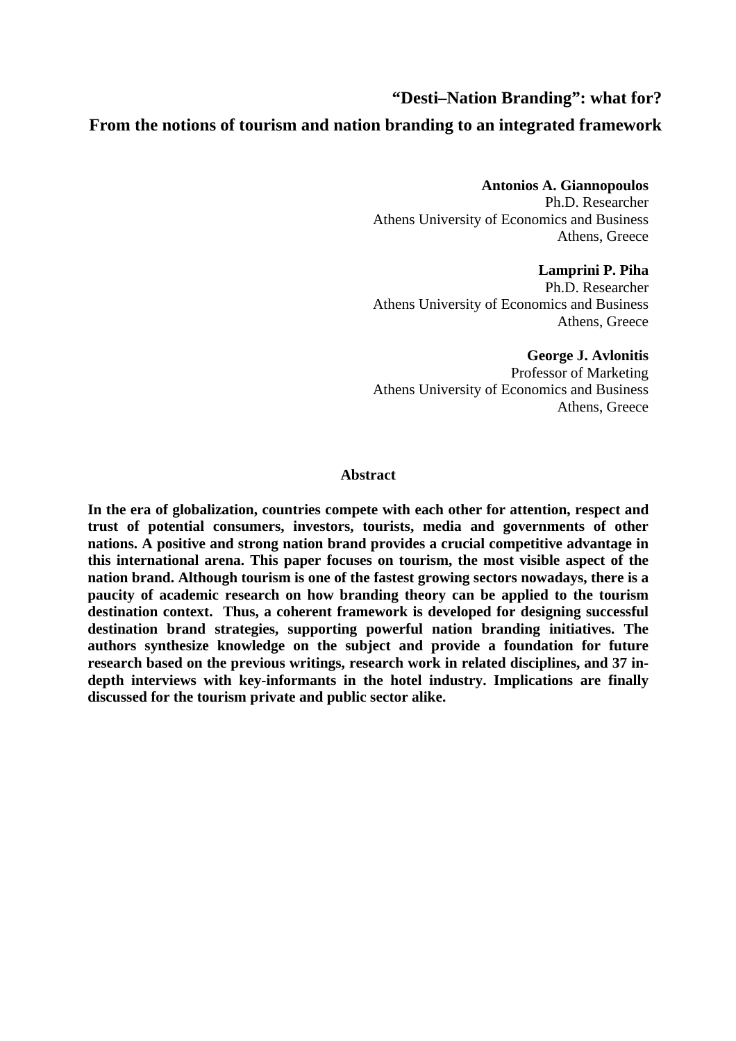# "Desti–Nation Branding": what for?

## From the notions of tourism and nation branding to an integrated framework

**Antonios A. Giannopoulos**
Ph.D. Researcher
Athens University of Economics and Business
Athens, Greece

**Lamprini P. Piha**
Ph.D. Researcher
Athens University of Economics and Business
Athens, Greece

**George J. Avlonitis**
Professor of Marketing
Athens University of Economics and Business
Athens, Greece

### Abstract

**In the era of globalization, countries compete with each other for attention, respect and trust of potential consumers, investors, tourists, media and governments of other nations. A positive and strong nation brand provides a crucial competitive advantage in this international arena. This paper focuses on tourism, the most visible aspect of the nation brand. Although tourism is one of the fastest growing sectors nowadays, there is a paucity of academic research on how branding theory can be applied to the tourism destination context. Thus, a coherent framework is developed for designing successful destination brand strategies, supporting powerful nation branding initiatives. The authors synthesize knowledge on the subject and provide a foundation for future research based on the previous writings, research work in related disciplines, and 37 in-depth interviews with key-informants in the hotel industry. Implications are finally discussed for the tourism private and public sector alike.**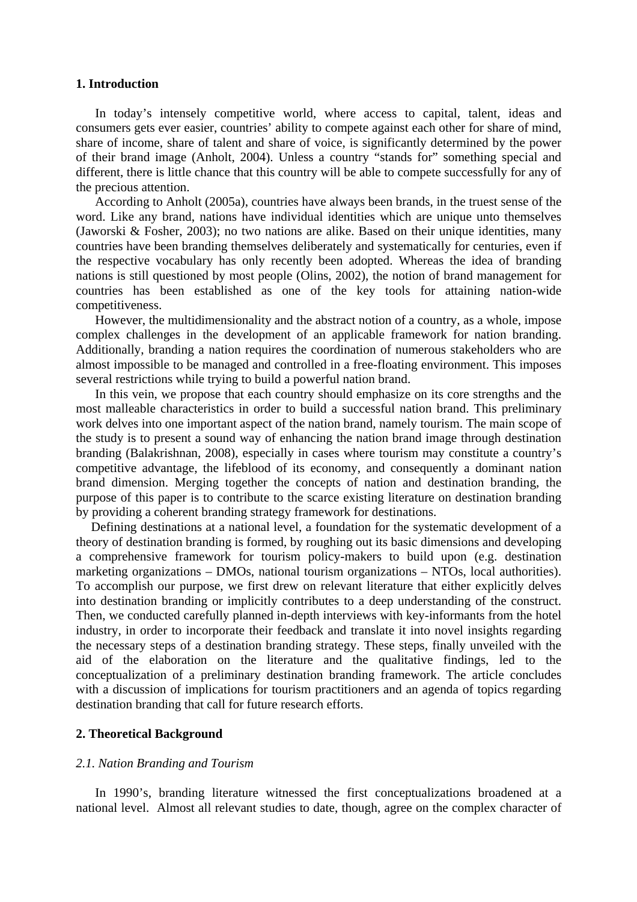## 1. Introduction

In today's intensely competitive world, where access to capital, talent, ideas and consumers gets ever easier, countries' ability to compete against each other for share of mind, share of income, share of talent and share of voice, is significantly determined by the power of their brand image (Anholt, 2004). Unless a country "stands for" something special and different, there is little chance that this country will be able to compete successfully for any of the precious attention.

According to Anholt (2005a), countries have always been brands, in the truest sense of the word. Like any brand, nations have individual identities which are unique unto themselves (Jaworski & Fosher, 2003); no two nations are alike. Based on their unique identities, many countries have been branding themselves deliberately and systematically for centuries, even if the respective vocabulary has only recently been adopted. Whereas the idea of branding nations is still questioned by most people (Olins, 2002), the notion of brand management for countries has been established as one of the key tools for attaining nation-wide competitiveness.

However, the multidimensionality and the abstract notion of a country, as a whole, impose complex challenges in the development of an applicable framework for nation branding. Additionally, branding a nation requires the coordination of numerous stakeholders who are almost impossible to be managed and controlled in a free-floating environment. This imposes several restrictions while trying to build a powerful nation brand.

In this vein, we propose that each country should emphasize on its core strengths and the most malleable characteristics in order to build a successful nation brand. This preliminary work delves into one important aspect of the nation brand, namely tourism. The main scope of the study is to present a sound way of enhancing the nation brand image through destination branding (Balakrishnan, 2008), especially in cases where tourism may constitute a country's competitive advantage, the lifeblood of its economy, and consequently a dominant nation brand dimension. Merging together the concepts of nation and destination branding, the purpose of this paper is to contribute to the scarce existing literature on destination branding by providing a coherent branding strategy framework for destinations.

Defining destinations at a national level, a foundation for the systematic development of a theory of destination branding is formed, by roughing out its basic dimensions and developing a comprehensive framework for tourism policy-makers to build upon (e.g. destination marketing organizations – DMOs, national tourism organizations – NTOs, local authorities). To accomplish our purpose, we first drew on relevant literature that either explicitly delves into destination branding or implicitly contributes to a deep understanding of the construct. Then, we conducted carefully planned in-depth interviews with key-informants from the hotel industry, in order to incorporate their feedback and translate it into novel insights regarding the necessary steps of a destination branding strategy. These steps, finally unveiled with the aid of the elaboration on the literature and the qualitative findings, led to the conceptualization of a preliminary destination branding framework. The article concludes with a discussion of implications for tourism practitioners and an agenda of topics regarding destination branding that call for future research efforts.

## 2. Theoretical Background

### *2.1. Nation Branding and Tourism*

In 1990's, branding literature witnessed the first conceptualizations broadened at a national level. Almost all relevant studies to date, though, agree on the complex character of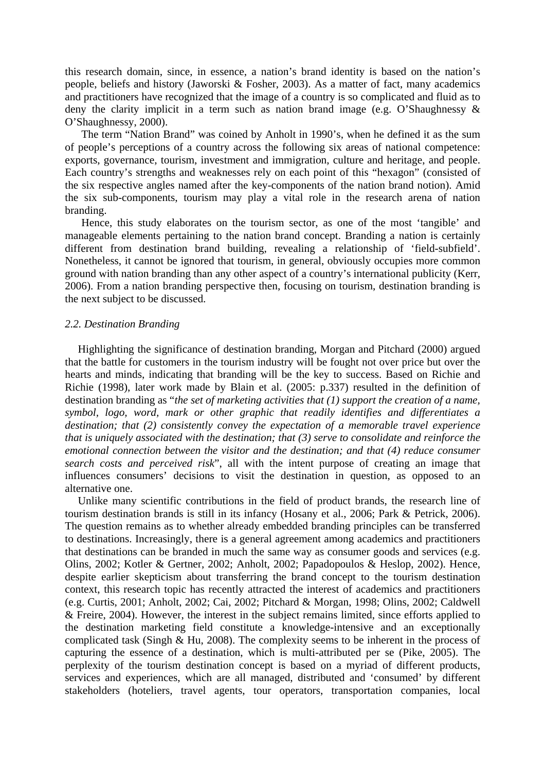this research domain, since, in essence, a nation's brand identity is based on the nation's people, beliefs and history (Jaworski & Fosher, 2003). As a matter of fact, many academics and practitioners have recognized that the image of a country is so complicated and fluid as to deny the clarity implicit in a term such as nation brand image (e.g. O'Shaughnessy & O'Shaughnessy, 2000).

The term "Nation Brand" was coined by Anholt in 1990's, when he defined it as the sum of people's perceptions of a country across the following six areas of national competence: exports, governance, tourism, investment and immigration, culture and heritage, and people. Each country's strengths and weaknesses rely on each point of this "hexagon" (consisted of the six respective angles named after the key-components of the nation brand notion). Amid the six sub-components, tourism may play a vital role in the research arena of nation branding.

Hence, this study elaborates on the tourism sector, as one of the most 'tangible' and manageable elements pertaining to the nation brand concept. Branding a nation is certainly different from destination brand building, revealing a relationship of 'field-subfield'. Nonetheless, it cannot be ignored that tourism, in general, obviously occupies more common ground with nation branding than any other aspect of a country's international publicity (Kerr, 2006). From a nation branding perspective then, focusing on tourism, destination branding is the next subject to be discussed.

### *2.2. Destination Branding*

Highlighting the significance of destination branding, Morgan and Pitchard (2000) argued that the battle for customers in the tourism industry will be fought not over price but over the hearts and minds, indicating that branding will be the key to success. Based on Richie and Richie (1998), later work made by Blain et al. (2005: p.337) resulted in the definition of destination branding as "*the set of marketing activities that (1) support the creation of a name, symbol, logo, word, mark or other graphic that readily identifies and differentiates a destination; that (2) consistently convey the expectation of a memorable travel experience that is uniquely associated with the destination; that (3) serve to consolidate and reinforce the emotional connection between the visitor and the destination; and that (4) reduce consumer search costs and perceived risk*", all with the intent purpose of creating an image that influences consumers' decisions to visit the destination in question, as opposed to an alternative one.

Unlike many scientific contributions in the field of product brands, the research line of tourism destination brands is still in its infancy (Hosany et al., 2006; Park & Petrick, 2006). The question remains as to whether already embedded branding principles can be transferred to destinations. Increasingly, there is a general agreement among academics and practitioners that destinations can be branded in much the same way as consumer goods and services (e.g. Olins, 2002; Kotler & Gertner, 2002; Anholt, 2002; Papadopoulos & Heslop, 2002). Hence, despite earlier skepticism about transferring the brand concept to the tourism destination context, this research topic has recently attracted the interest of academics and practitioners (e.g. Curtis, 2001; Anholt, 2002; Cai, 2002; Pitchard & Morgan, 1998; Olins, 2002; Caldwell & Freire, 2004). However, the interest in the subject remains limited, since efforts applied to the destination marketing field constitute a knowledge-intensive and an exceptionally complicated task (Singh & Hu, 2008). The complexity seems to be inherent in the process of capturing the essence of a destination, which is multi-attributed per se (Pike, 2005). The perplexity of the tourism destination concept is based on a myriad of different products, services and experiences, which are all managed, distributed and 'consumed' by different stakeholders (hoteliers, travel agents, tour operators, transportation companies, local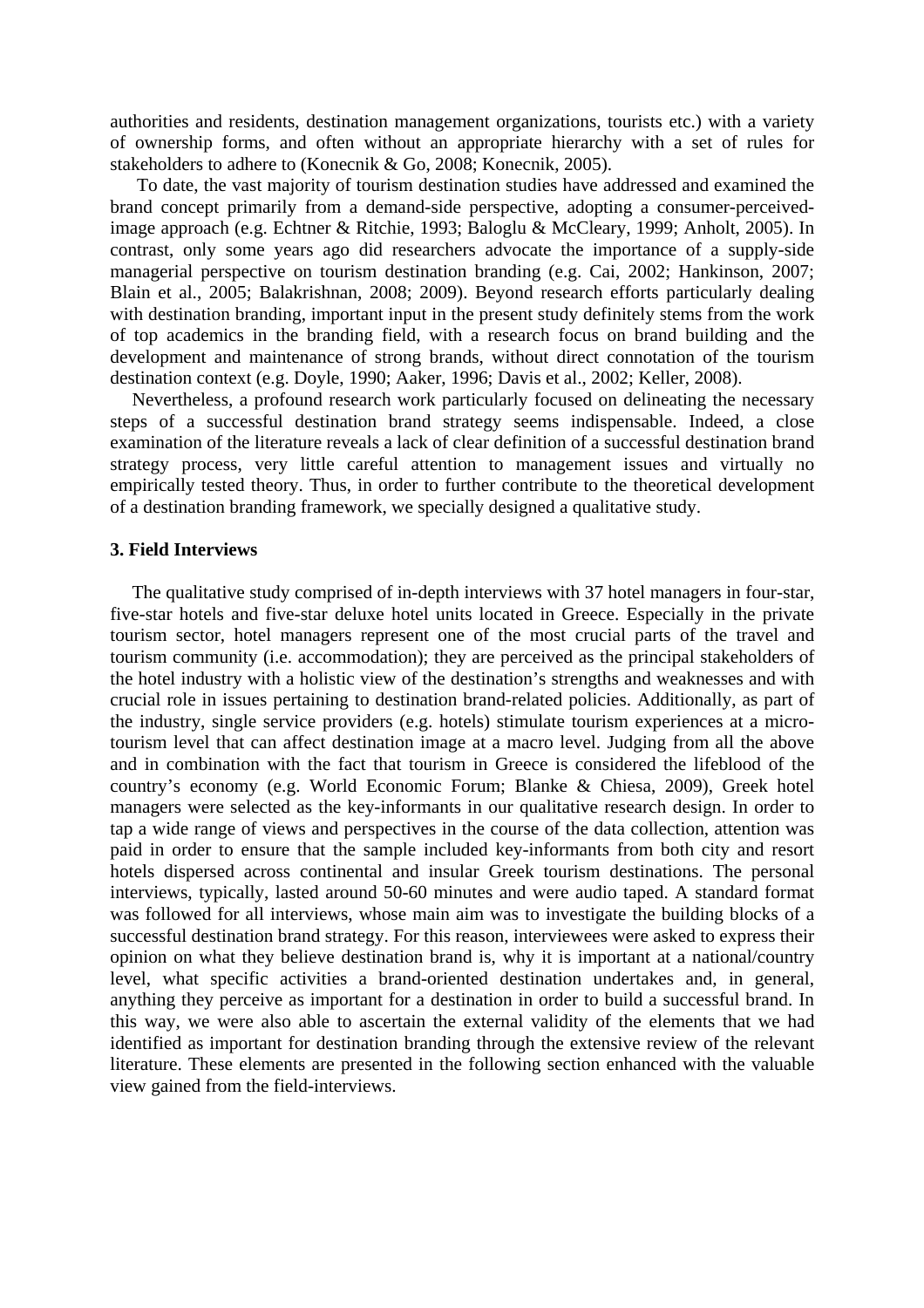authorities and residents, destination management organizations, tourists etc.) with a variety of ownership forms, and often without an appropriate hierarchy with a set of rules for stakeholders to adhere to (Konecnik & Go, 2008; Konecnik, 2005).

To date, the vast majority of tourism destination studies have addressed and examined the brand concept primarily from a demand-side perspective, adopting a consumer-perceived-image approach (e.g. Echtner & Ritchie, 1993; Baloglu & McCleary, 1999; Anholt, 2005). In contrast, only some years ago did researchers advocate the importance of a supply-side managerial perspective on tourism destination branding (e.g. Cai, 2002; Hankinson, 2007; Blain et al., 2005; Balakrishnan, 2008; 2009). Beyond research efforts particularly dealing with destination branding, important input in the present study definitely stems from the work of top academics in the branding field, with a research focus on brand building and the development and maintenance of strong brands, without direct connotation of the tourism destination context (e.g. Doyle, 1990; Aaker, 1996; Davis et al., 2002; Keller, 2008).

Nevertheless, a profound research work particularly focused on delineating the necessary steps of a successful destination brand strategy seems indispensable. Indeed, a close examination of the literature reveals a lack of clear definition of a successful destination brand strategy process, very little careful attention to management issues and virtually no empirically tested theory. Thus, in order to further contribute to the theoretical development of a destination branding framework, we specially designed a qualitative study.

### 3. Field Interviews

The qualitative study comprised of in-depth interviews with 37 hotel managers in four-star, five-star hotels and five-star deluxe hotel units located in Greece. Especially in the private tourism sector, hotel managers represent one of the most crucial parts of the travel and tourism community (i.e. accommodation); they are perceived as the principal stakeholders of the hotel industry with a holistic view of the destination's strengths and weaknesses and with crucial role in issues pertaining to destination brand-related policies. Additionally, as part of the industry, single service providers (e.g. hotels) stimulate tourism experiences at a micro-tourism level that can affect destination image at a macro level. Judging from all the above and in combination with the fact that tourism in Greece is considered the lifeblood of the country's economy (e.g. World Economic Forum; Blanke & Chiesa, 2009), Greek hotel managers were selected as the key-informants in our qualitative research design. In order to tap a wide range of views and perspectives in the course of the data collection, attention was paid in order to ensure that the sample included key-informants from both city and resort hotels dispersed across continental and insular Greek tourism destinations. The personal interviews, typically, lasted around 50-60 minutes and were audio taped. A standard format was followed for all interviews, whose main aim was to investigate the building blocks of a successful destination brand strategy. For this reason, interviewees were asked to express their opinion on what they believe destination brand is, why it is important at a national/country level, what specific activities a brand-oriented destination undertakes and, in general, anything they perceive as important for a destination in order to build a successful brand. In this way, we were also able to ascertain the external validity of the elements that we had identified as important for destination branding through the extensive review of the relevant literature. These elements are presented in the following section enhanced with the valuable view gained from the field-interviews.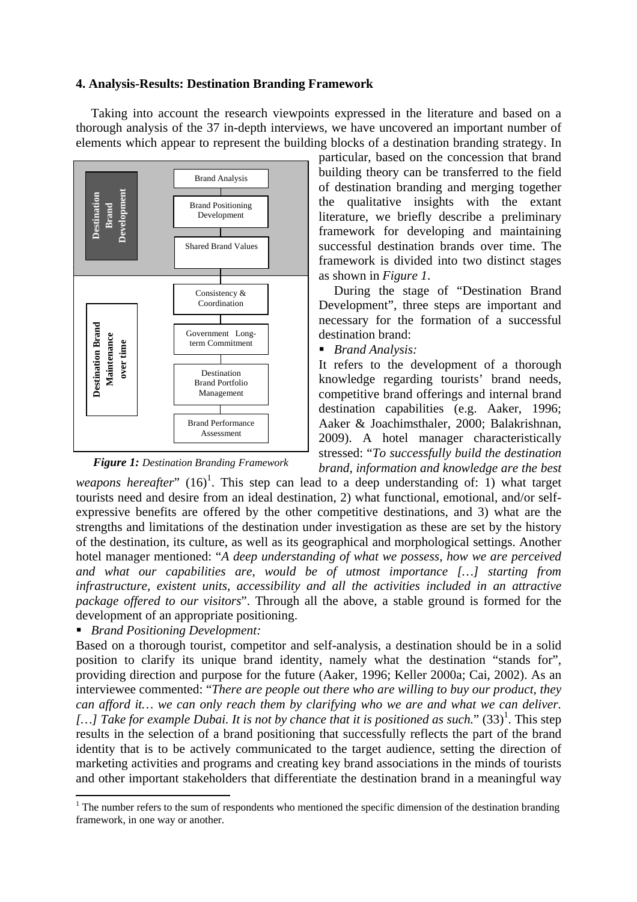## 4. Analysis-Results: Destination Branding Framework

Taking into account the research viewpoints expressed in the literature and based on a thorough analysis of the 37 in-depth interviews, we have uncovered an important number of elements which appear to represent the building blocks of a destination branding strategy. In particular, based on the concession that brand building theory can be transferred to the field of destination branding and merging together the qualitative insights with the extant literature, we briefly describe a preliminary framework for developing and maintaining successful destination brands over time. The framework is divided into two distinct stages as shown in *Figure 1*.

| Stage | Steps |
|---|---|
| Destination Brand Development | Brand Analysis |
| | Brand Positioning Development |
| | Shared Brand Values |
| Destination Brand Maintenance over time | Consistency & Coordination |
| | Government Long-term Commitment |
| | Destination Brand Portfolio Management |
| | Brand Performance Assessment |

***Figure 1:*** *Destination Branding Framework*

During the stage of "Destination Brand Development", three steps are important and necessary for the formation of a successful destination brand:

- *Brand Analysis:*

It refers to the development of a thorough knowledge regarding tourists' brand needs, competitive brand offerings and internal brand destination capabilities (e.g. Aaker, 1996; Aaker & Joachimsthaler, 2000; Balakrishnan, 2009). A hotel manager characteristically stressed: "*To successfully build the destination brand, information and knowledge are the best weapons hereafter*" (16)[1]. This step can lead to a deep understanding of: 1) what target tourists need and desire from an ideal destination, 2) what functional, emotional, and/or self-expressive benefits are offered by the other competitive destinations, and 3) what are the strengths and limitations of the destination under investigation as these are set by the history of the destination, its culture, as well as its geographical and morphological settings. Another hotel manager mentioned: "*A deep understanding of what we possess, how we are perceived and what our capabilities are, would be of utmost importance […] starting from infrastructure, existent units, accessibility and all the activities included in an attractive package offered to our visitors*". Through all the above, a stable ground is formed for the development of an appropriate positioning.

- *Brand Positioning Development:*

Based on a thorough tourist, competitor and self-analysis, a destination should be in a solid position to clarify its unique brand identity, namely what the destination "stands for", providing direction and purpose for the future (Aaker, 1996; Keller 2000a; Cai, 2002). As an interviewee commented: "*There are people out there who are willing to buy our product, they can afford it… we can only reach them by clarifying who we are and what we can deliver. […] Take for example Dubai. It is not by chance that it is positioned as such.*" (33)[1]. This step results in the selection of a brand positioning that successfully reflects the part of the brand identity that is to be actively communicated to the target audience, setting the direction of marketing activities and programs and creating key brand associations in the minds of tourists and other important stakeholders that differentiate the destination brand in a meaningful way

---

[1] The number refers to the sum of respondents who mentioned the specific dimension of the destination branding framework, in one way or another.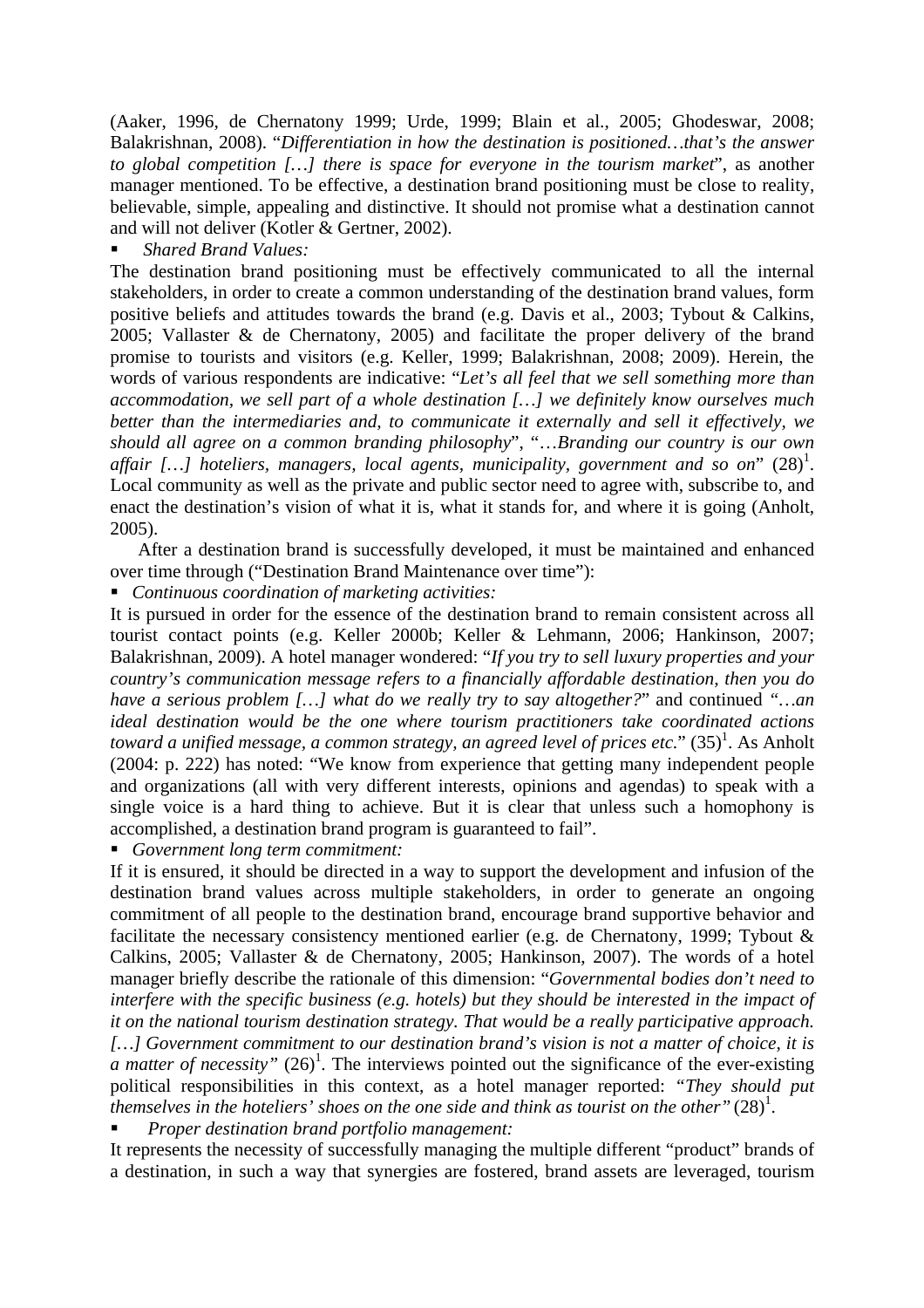(Aaker, 1996, de Chernatony 1999; Urde, 1999; Blain et al., 2005; Ghodeswar, 2008; Balakrishnan, 2008). "*Differentiation in how the destination is positioned…that's the answer to global competition […] there is space for everyone in the tourism market*", as another manager mentioned. To be effective, a destination brand positioning must be close to reality, believable, simple, appealing and distinctive. It should not promise what a destination cannot and will not deliver (Kotler & Gertner, 2002).

- *Shared Brand Values:*

The destination brand positioning must be effectively communicated to all the internal stakeholders, in order to create a common understanding of the destination brand values, form positive beliefs and attitudes towards the brand (e.g. Davis et al., 2003; Tybout & Calkins, 2005; Vallaster & de Chernatony, 2005) and facilitate the proper delivery of the brand promise to tourists and visitors (e.g. Keller, 1999; Balakrishnan, 2008; 2009). Herein, the words of various respondents are indicative: "*Let's all feel that we sell something more than accommodation, we sell part of a whole destination […] we definitely know ourselves much better than the intermediaries and, to communicate it externally and sell it effectively, we should all agree on a common branding philosophy*", "*…Branding our country is our own affair […] hoteliers, managers, local agents, municipality, government and so on*" (28)[1]. Local community as well as the private and public sector need to agree with, subscribe to, and enact the destination's vision of what it is, what it stands for, and where it is going (Anholt, 2005).

After a destination brand is successfully developed, it must be maintained and enhanced over time through ("Destination Brand Maintenance over time"):

- *Continuous coordination of marketing activities:*

It is pursued in order for the essence of the destination brand to remain consistent across all tourist contact points (e.g. Keller 2000b; Keller & Lehmann, 2006; Hankinson, 2007; Balakrishnan, 2009). A hotel manager wondered: "*If you try to sell luxury properties and your country's communication message refers to a financially affordable destination, then you do have a serious problem […] what do we really try to say altogether?*" and continued "*…an ideal destination would be the one where tourism practitioners take coordinated actions toward a unified message, a common strategy, an agreed level of prices etc.*" (35)[1]. As Anholt (2004: p. 222) has noted: "We know from experience that getting many independent people and organizations (all with very different interests, opinions and agendas) to speak with a single voice is a hard thing to achieve. But it is clear that unless such a homophony is accomplished, a destination brand program is guaranteed to fail".

- *Government long term commitment:*

If it is ensured, it should be directed in a way to support the development and infusion of the destination brand values across multiple stakeholders, in order to generate an ongoing commitment of all people to the destination brand, encourage brand supportive behavior and facilitate the necessary consistency mentioned earlier (e.g. de Chernatony, 1999; Tybout & Calkins, 2005; Vallaster & de Chernatony, 2005; Hankinson, 2007). The words of a hotel manager briefly describe the rationale of this dimension: "*Governmental bodies don't need to interfere with the specific business (e.g. hotels) but they should be interested in the impact of it on the national tourism destination strategy. That would be a really participative approach. […] Government commitment to our destination brand's vision is not a matter of choice, it is a matter of necessity*" (26)[1]. The interviews pointed out the significance of the ever-existing political responsibilities in this context, as a hotel manager reported: "*They should put themselves in the hoteliers' shoes on the one side and think as tourist on the other*" (28)[1].

- *Proper destination brand portfolio management:*

It represents the necessity of successfully managing the multiple different "product" brands of a destination, in such a way that synergies are fostered, brand assets are leveraged, tourism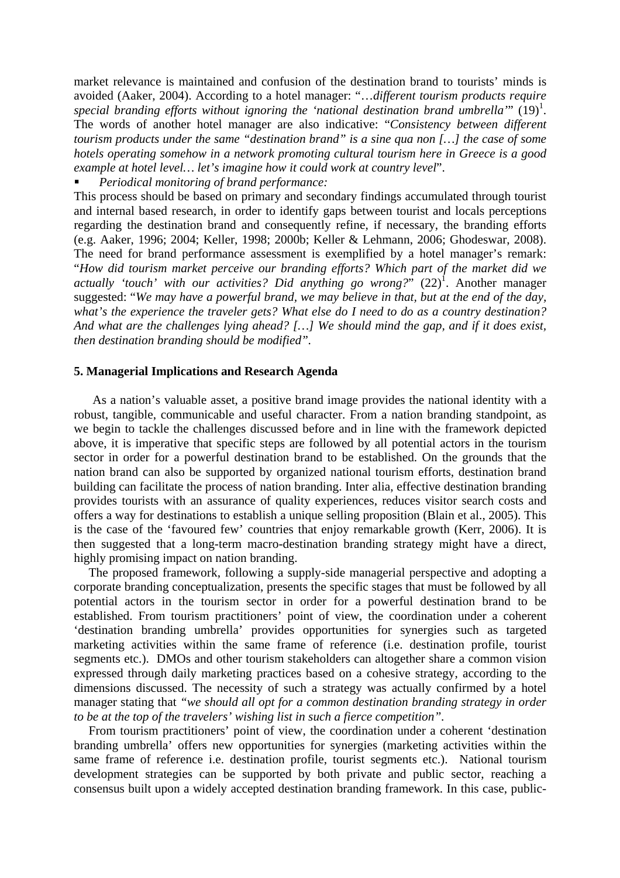market relevance is maintained and confusion of the destination brand to tourists' minds is avoided (Aaker, 2004). According to a hotel manager: "…*different tourism products require special branding efforts without ignoring the 'national destination brand umbrella'*" (19)[1]. The words of another hotel manager are also indicative: "*Consistency between different tourism products under the same "destination brand" is a sine qua non […] the case of some hotels operating somehow in a network promoting cultural tourism here in Greece is a good example at hotel level… let's imagine how it could work at country level*".

- *Periodical monitoring of brand performance:*

This process should be based on primary and secondary findings accumulated through tourist and internal based research, in order to identify gaps between tourist and locals perceptions regarding the destination brand and consequently refine, if necessary, the branding efforts (e.g. Aaker, 1996; 2004; Keller, 1998; 2000b; Keller & Lehmann, 2006; Ghodeswar, 2008). The need for brand performance assessment is exemplified by a hotel manager's remark: "*How did tourism market perceive our branding efforts? Which part of the market did we actually 'touch' with our activities? Did anything go wrong?*" (22)[1]. Another manager suggested: "*We may have a powerful brand, we may believe in that, but at the end of the day, what's the experience the traveler gets? What else do I need to do as a country destination? And what are the challenges lying ahead? […] We should mind the gap, and if it does exist, then destination branding should be modified"*.

## 5. Managerial Implications and Research Agenda

As a nation's valuable asset, a positive brand image provides the national identity with a robust, tangible, communicable and useful character. From a nation branding standpoint, as we begin to tackle the challenges discussed before and in line with the framework depicted above, it is imperative that specific steps are followed by all potential actors in the tourism sector in order for a powerful destination brand to be established. On the grounds that the nation brand can also be supported by organized national tourism efforts, destination brand building can facilitate the process of nation branding. Inter alia, effective destination branding provides tourists with an assurance of quality experiences, reduces visitor search costs and offers a way for destinations to establish a unique selling proposition (Blain et al., 2005). This is the case of the 'favoured few' countries that enjoy remarkable growth (Kerr, 2006). It is then suggested that a long-term macro-destination branding strategy might have a direct, highly promising impact on nation branding.

The proposed framework, following a supply-side managerial perspective and adopting a corporate branding conceptualization, presents the specific stages that must be followed by all potential actors in the tourism sector in order for a powerful destination brand to be established. From tourism practitioners' point of view, the coordination under a coherent 'destination branding umbrella' provides opportunities for synergies such as targeted marketing activities within the same frame of reference (i.e. destination profile, tourist segments etc.). DMOs and other tourism stakeholders can altogether share a common vision expressed through daily marketing practices based on a cohesive strategy, according to the dimensions discussed. The necessity of such a strategy was actually confirmed by a hotel manager stating that *"we should all opt for a common destination branding strategy in order to be at the top of the travelers' wishing list in such a fierce competition"*.

From tourism practitioners' point of view, the coordination under a coherent 'destination branding umbrella' offers new opportunities for synergies (marketing activities within the same frame of reference i.e. destination profile, tourist segments etc.). National tourism development strategies can be supported by both private and public sector, reaching a consensus built upon a widely accepted destination branding framework. In this case, public-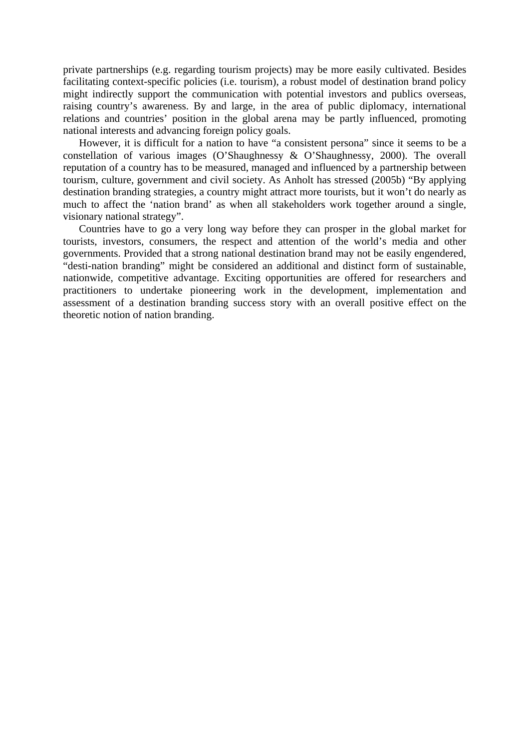private partnerships (e.g. regarding tourism projects) may be more easily cultivated. Besides facilitating context-specific policies (i.e. tourism), a robust model of destination brand policy might indirectly support the communication with potential investors and publics overseas, raising country's awareness. By and large, in the area of public diplomacy, international relations and countries' position in the global arena may be partly influenced, promoting national interests and advancing foreign policy goals.

However, it is difficult for a nation to have "a consistent persona" since it seems to be a constellation of various images (O'Shaughnessy & O'Shaughnessy, 2000). The overall reputation of a country has to be measured, managed and influenced by a partnership between tourism, culture, government and civil society. As Anholt has stressed (2005b) "By applying destination branding strategies, a country might attract more tourists, but it won't do nearly as much to affect the 'nation brand' as when all stakeholders work together around a single, visionary national strategy".

Countries have to go a very long way before they can prosper in the global market for tourists, investors, consumers, the respect and attention of the world's media and other governments. Provided that a strong national destination brand may not be easily engendered, "desti-nation branding" might be considered an additional and distinct form of sustainable, nationwide, competitive advantage. Exciting opportunities are offered for researchers and practitioners to undertake pioneering work in the development, implementation and assessment of a destination branding success story with an overall positive effect on the theoretic notion of nation branding.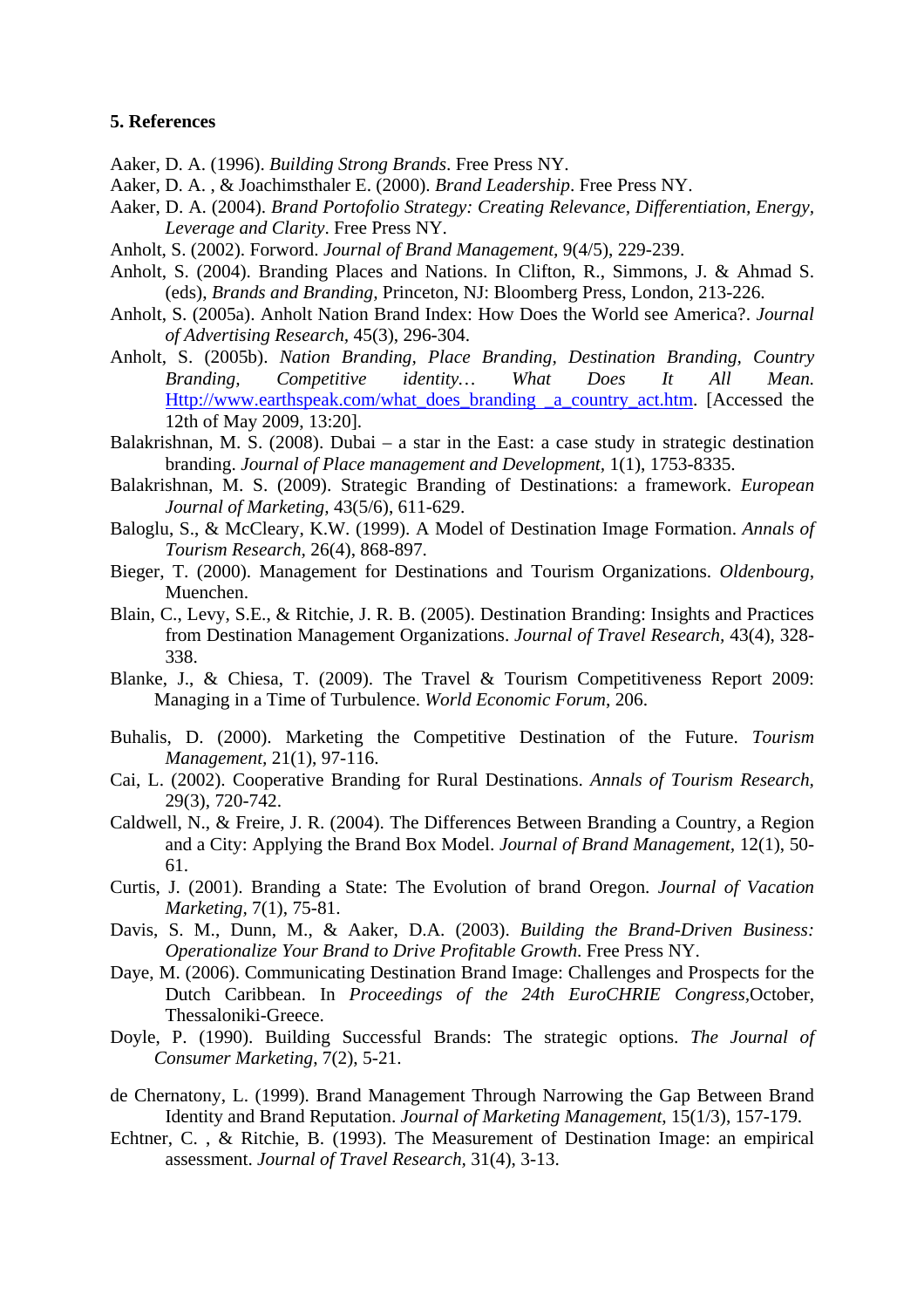### 5. References

Aaker, D. A. (1996). *Building Strong Brands*. Free Press NY.

Aaker, D. A. , & Joachimsthaler E. (2000). *Brand Leadership*. Free Press NY.

Aaker, D. A. (2004). *Brand Portofolio Strategy: Creating Relevance, Differentiation, Energy, Leverage and Clarity*. Free Press NY.

Anholt, S. (2002). Forword. *Journal of Brand Management*, 9(4/5), 229-239.

Anholt, S. (2004). Branding Places and Nations. In Clifton, R., Simmons, J. & Ahmad S. (eds), *Brands and Branding*, Princeton, NJ: Bloomberg Press, London, 213-226.

Anholt, S. (2005a). Anholt Nation Brand Index: How Does the World see America?. *Journal of Advertising Research*, 45(3), 296-304.

Anholt, S. (2005b). *Nation Branding, Place Branding, Destination Branding, Country Branding, Competitive identity… What Does It All Mean.* Http://www.earthspeak.com/what_does_branding _a_country_act.htm. [Accessed the 12th of May 2009, 13:20].

Balakrishnan, M. S. (2008). Dubai – a star in the East: a case study in strategic destination branding. *Journal of Place management and Development*, 1(1), 1753-8335.

Balakrishnan, M. S. (2009). Strategic Branding of Destinations: a framework. *European Journal of Marketing*, 43(5/6), 611-629.

Baloglu, S., & McCleary, K.W. (1999). A Model of Destination Image Formation. *Annals of Tourism Research*, 26(4), 868-897.

Bieger, T. (2000). Management for Destinations and Tourism Organizations. *Oldenbourg*, Muenchen.

Blain, C., Levy, S.E., & Ritchie, J. R. B. (2005). Destination Branding: Insights and Practices from Destination Management Organizations. *Journal of Travel Research*, 43(4), 328-338.

Blanke, J., & Chiesa, T. (2009). The Travel & Tourism Competitiveness Report 2009: Managing in a Time of Turbulence. *World Economic Forum*, 206.

Buhalis, D. (2000). Marketing the Competitive Destination of the Future. *Tourism Management*, 21(1), 97-116.

Cai, L. (2002). Cooperative Branding for Rural Destinations. *Annals of Tourism Research*, 29(3), 720-742.

Caldwell, N., & Freire, J. R. (2004). The Differences Between Branding a Country, a Region and a City: Applying the Brand Box Model. *Journal of Brand Management*, 12(1), 50-61.

Curtis, J. (2001). Branding a State: The Evolution of brand Oregon. *Journal of Vacation Marketing*, 7(1), 75-81.

Davis, S. M., Dunn, M., & Aaker, D.A. (2003). *Building the Brand-Driven Business: Operationalize Your Brand to Drive Profitable Growth*. Free Press NY.

Daye, M. (2006). Communicating Destination Brand Image: Challenges and Prospects for the Dutch Caribbean. In *Proceedings of the 24th EuroCHRIE Congress*,October, Thessaloniki-Greece.

Doyle, P. (1990). Building Successful Brands: The strategic options. *The Journal of Consumer Marketing*, 7(2), 5-21.

de Chernatony, L. (1999). Brand Management Through Narrowing the Gap Between Brand Identity and Brand Reputation. *Journal of Marketing Management*, 15(1/3), 157-179.

Echtner, C. , & Ritchie, B. (1993). The Measurement of Destination Image: an empirical assessment. *Journal of Travel Research*, 31(4), 3-13.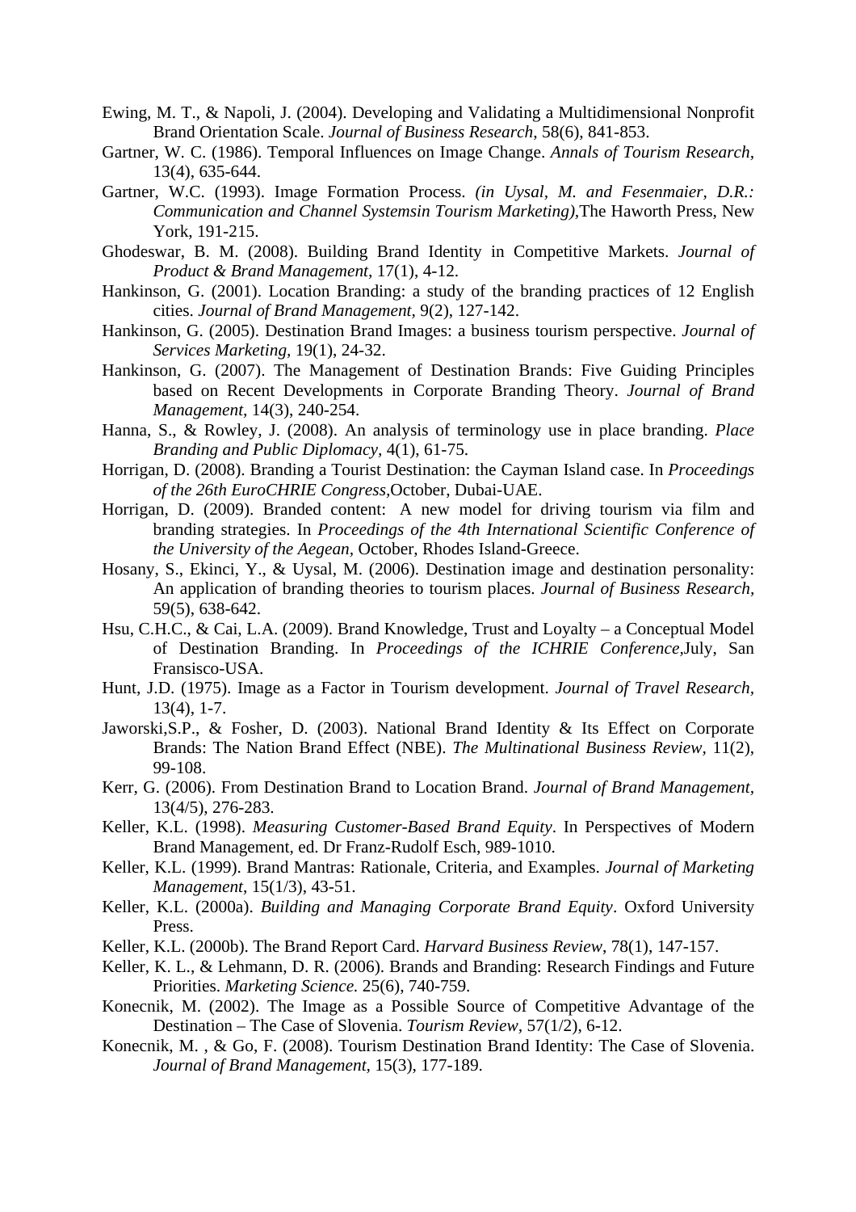Ewing, M. T., & Napoli, J. (2004). Developing and Validating a Multidimensional Nonprofit Brand Orientation Scale. *Journal of Business Research*, 58(6), 841-853.

Gartner, W. C. (1986). Temporal Influences on Image Change. *Annals of Tourism Research*, 13(4), 635-644.

Gartner, W.C. (1993). Image Formation Process. *(in Uysal, M. and Fesenmaier, D.R.: Communication and Channel Systemsin Tourism Marketing)*,The Haworth Press, New York, 191-215.

Ghodeswar, B. M. (2008). Building Brand Identity in Competitive Markets. *Journal of Product & Brand Management*, 17(1), 4-12.

Hankinson, G. (2001). Location Branding: a study of the branding practices of 12 English cities. *Journal of Brand Management*, 9(2), 127-142.

Hankinson, G. (2005). Destination Brand Images: a business tourism perspective. *Journal of Services Marketing,* 19(1), 24-32.

Hankinson, G. (2007). The Management of Destination Brands: Five Guiding Principles based on Recent Developments in Corporate Branding Theory. *Journal of Brand Management,* 14(3), 240-254.

Hanna, S., & Rowley, J. (2008). An analysis of terminology use in place branding. *Place Branding and Public Diplomacy,* 4(1), 61-75.

Horrigan, D. (2008). Branding a Tourist Destination: the Cayman Island case. In *Proceedings of the 26th EuroCHRIE Congress*,October, Dubai-UAE.

Horrigan, D. (2009). Branded content: A new model for driving tourism via film and branding strategies. In *Proceedings of the 4th International Scientific Conference of the University of the Aegean*, October, Rhodes Island-Greece.

Hosany, S., Ekinci, Y., & Uysal, M. (2006). Destination image and destination personality: An application of branding theories to tourism places. *Journal of Business Research,* 59(5), 638-642.

Hsu, C.H.C., & Cai, L.A. (2009). Brand Knowledge, Trust and Loyalty – a Conceptual Model of Destination Branding. In *Proceedings of the ICHRIE Conference*,July, San Fransisco-USA.

Hunt, J.D. (1975). Image as a Factor in Tourism development. *Journal of Travel Research,* 13(4), 1-7.

Jaworski,S.P., & Fosher, D. (2003). National Brand Identity & Its Effect on Corporate Brands: The Nation Brand Effect (NBE). *The Multinational Business Review,* 11(2), 99-108.

Kerr, G. (2006). From Destination Brand to Location Brand. *Journal of Brand Management,* 13(4/5), 276-283.

Keller, K.L. (1998). *Measuring Customer-Based Brand Equity*. In Perspectives of Modern Brand Management, ed. Dr Franz-Rudolf Esch, 989-1010.

Keller, K.L. (1999). Brand Mantras: Rationale, Criteria, and Examples. *Journal of Marketing Management*, 15(1/3), 43-51.

Keller, K.L. (2000a). *Building and Managing Corporate Brand Equity*. Oxford University Press.

Keller, K.L. (2000b). The Brand Report Card. *Harvard Business Review*, 78(1), 147-157.

Keller, K. L., & Lehmann, D. R. (2006). Brands and Branding: Research Findings and Future Priorities. *Marketing Science.* 25(6), 740-759.

Konecnik, M. (2002). The Image as a Possible Source of Competitive Advantage of the Destination – The Case of Slovenia. *Tourism Review*, 57(1/2), 6-12.

Konecnik, M. , & Go, F. (2008). Tourism Destination Brand Identity: The Case of Slovenia. *Journal of Brand Management,* 15(3), 177-189.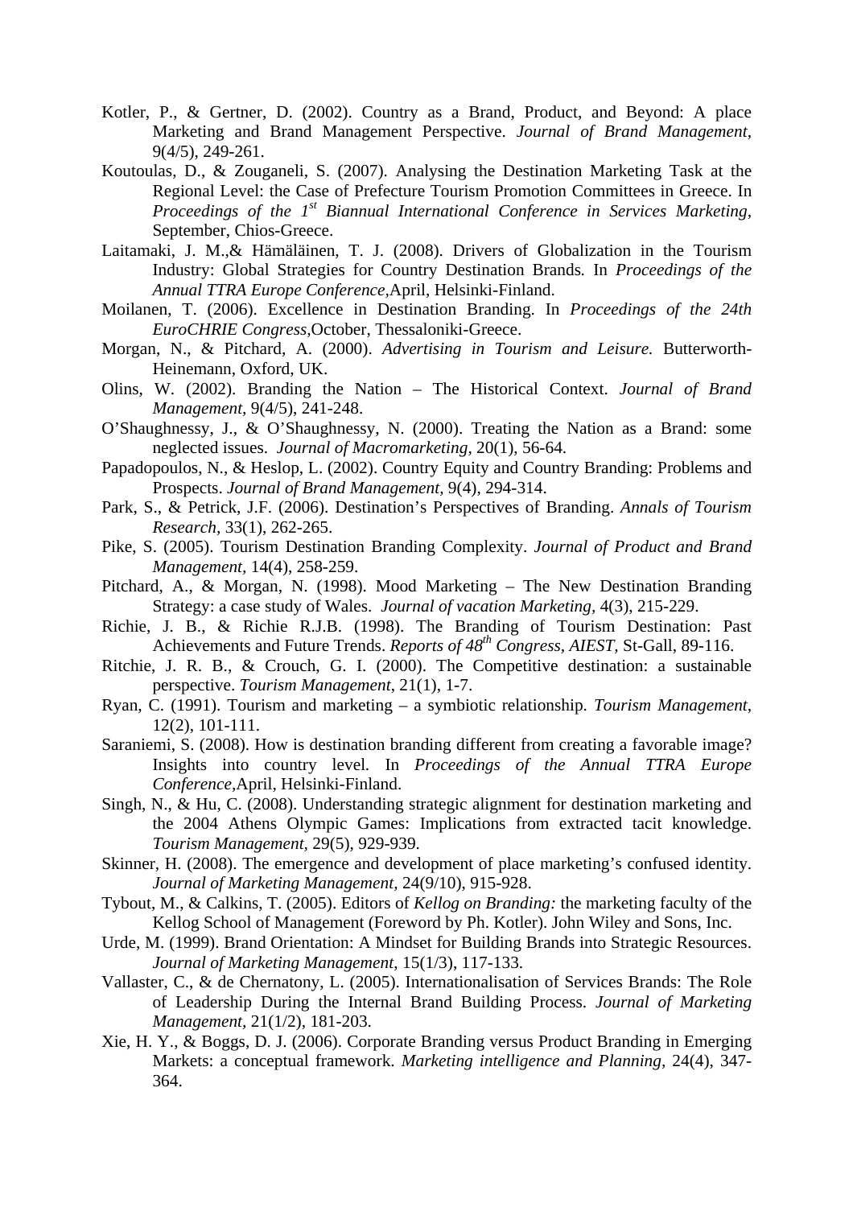Kotler, P., & Gertner, D. (2002). Country as a Brand, Product, and Beyond: A place Marketing and Brand Management Perspective. *Journal of Brand Management,* 9(4/5), 249-261.

Koutoulas, D., & Zouganeli, S. (2007). Analysing the Destination Marketing Task at the Regional Level: the Case of Prefecture Tourism Promotion Committees in Greece. In *Proceedings of the 1st Biannual International Conference in Services Marketing,* September, Chios-Greece.

Laitamaki, J. M.,& Hämäläinen, T. J. (2008). Drivers of Globalization in the Tourism Industry: Global Strategies for Country Destination Brands*.* In *Proceedings of the Annual TTRA Europe Conference,*April, Helsinki-Finland.

Moilanen, T. (2006). Excellence in Destination Branding. In *Proceedings of the 24th EuroCHRIE Congress,*October, Thessaloniki-Greece.

Morgan, N., & Pitchard, A. (2000). *Advertising in Tourism and Leisure.* Butterworth-Heinemann, Oxford, UK.

Olins, W. (2002). Branding the Nation – The Historical Context. *Journal of Brand Management,* 9(4/5), 241-248.

O'Shaughnessy, J., & O'Shaughnessy, N. (2000). Treating the Nation as a Brand: some neglected issues. *Journal of Macromarketing,* 20(1), 56-64.

Papadopoulos, N., & Heslop, L. (2002). Country Equity and Country Branding: Problems and Prospects. *Journal of Brand Management,* 9(4), 294-314.

Park, S., & Petrick, J.F. (2006). Destination's Perspectives of Branding. *Annals of Tourism Research*, 33(1), 262-265.

Pike, S. (2005). Tourism Destination Branding Complexity. *Journal of Product and Brand Management,* 14(4), 258-259.

Pitchard, A., & Morgan, N. (1998). Mood Marketing – The New Destination Branding Strategy: a case study of Wales. *Journal of vacation Marketing,* 4(3), 215-229.

Richie, J. B., & Richie R.J.B. (1998). The Branding of Tourism Destination: Past Achievements and Future Trends. *Reports of 48th Congress, AIEST,* St-Gall, 89-116.

Ritchie, J. R. B., & Crouch, G. I. (2000). The Competitive destination: a sustainable perspective. *Tourism Management*, 21(1), 1-7.

Ryan, C. (1991). Tourism and marketing – a symbiotic relationship. *Tourism Management,* 12(2), 101-111.

Saraniemi, S. (2008). How is destination branding different from creating a favorable image? Insights into country level*.* In *Proceedings of the Annual TTRA Europe Conference,*April, Helsinki-Finland.

Singh, N., & Hu, C. (2008). Understanding strategic alignment for destination marketing and the 2004 Athens Olympic Games: Implications from extracted tacit knowledge. *Tourism Management,* 29(5), 929-939.

Skinner, H. (2008). The emergence and development of place marketing's confused identity. *Journal of Marketing Management,* 24(9/10), 915-928.

Tybout, M., & Calkins, T. (2005). Editors of *Kellog on Branding:* the marketing faculty of the Kellog School of Management (Foreword by Ph. Kotler). John Wiley and Sons, Inc.

Urde, M. (1999). Brand Orientation: A Mindset for Building Brands into Strategic Resources. *Journal of Marketing Management*, 15(1/3), 117-133.

Vallaster, C., & de Chernatony, L. (2005). Internationalisation of Services Brands: The Role of Leadership During the Internal Brand Building Process. *Journal of Marketing Management,* 21(1/2), 181-203.

Xie, H. Y., & Boggs, D. J. (2006). Corporate Branding versus Product Branding in Emerging Markets: a conceptual framework. *Marketing intelligence and Planning,* 24(4), 347-364.